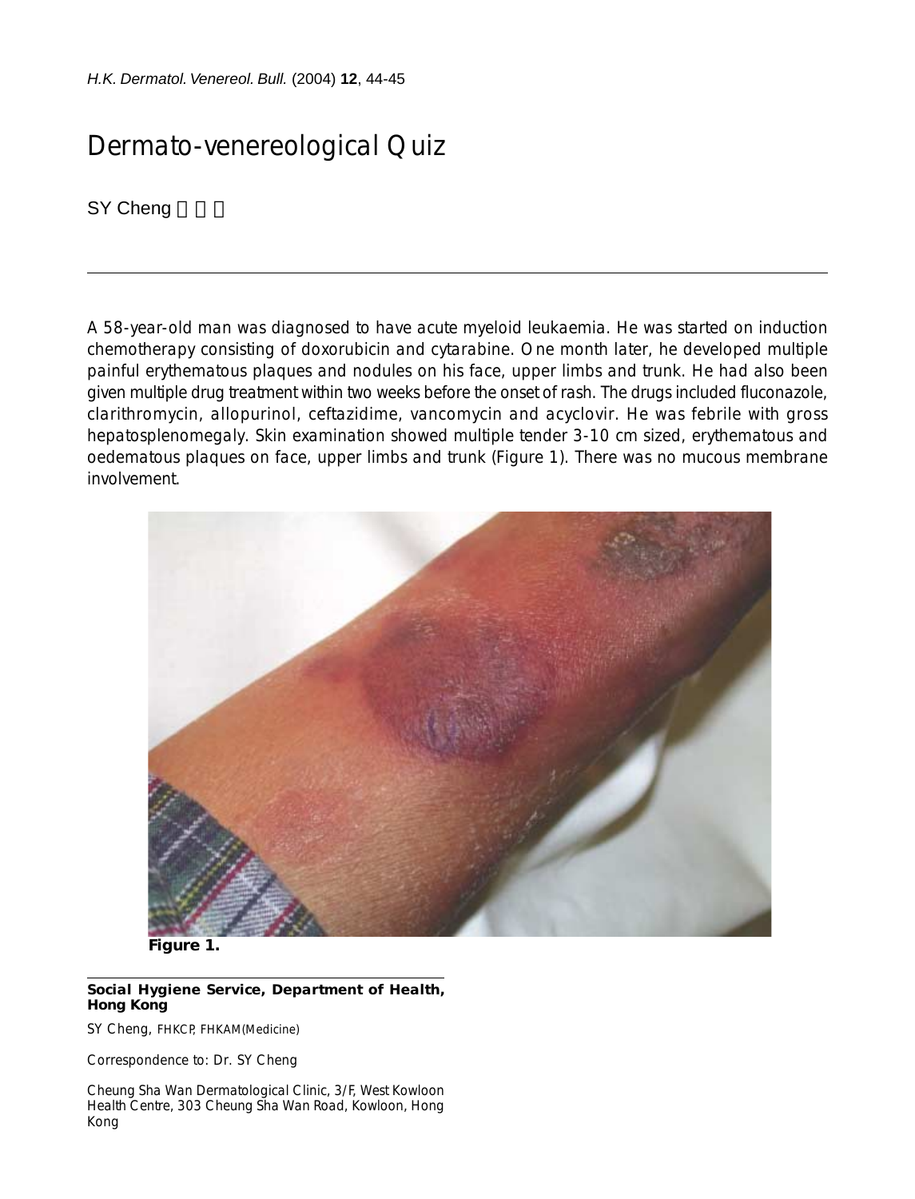# Dermato-venereological Quiz

SY Cheng

A 58-year-old man was diagnosed to have acute myeloid leukaemia. He was started on induction chemotherapy consisting of doxorubicin and cytarabine. One month later, he developed multiple painful erythematous plaques and nodules on his face, upper limbs and trunk. He had also been given multiple drug treatment within two weeks before the onset of rash. The drugs included fluconazole, clarithromycin, allopurinol, ceftazidime, vancomycin and acyclovir. He was febrile with gross hepatosplenomegaly. Skin examination showed multiple tender 3-10 cm sized, erythematous and oedematous plaques on face, upper limbs and trunk (Figure 1). There was no mucous membrane involvement.

**Figure 1.**

**Social Hygiene Service, Department of Health, Hong Kong**

SY Cheng, FHKCP, FHKAM(Medicine)

Correspondence to: Dr. SY Cheng

Cheung Sha Wan Dermatological Clinic, 3/F, West Kowloon Health Centre, 303 Cheung Sha Wan Road, Kowloon, Hong Kong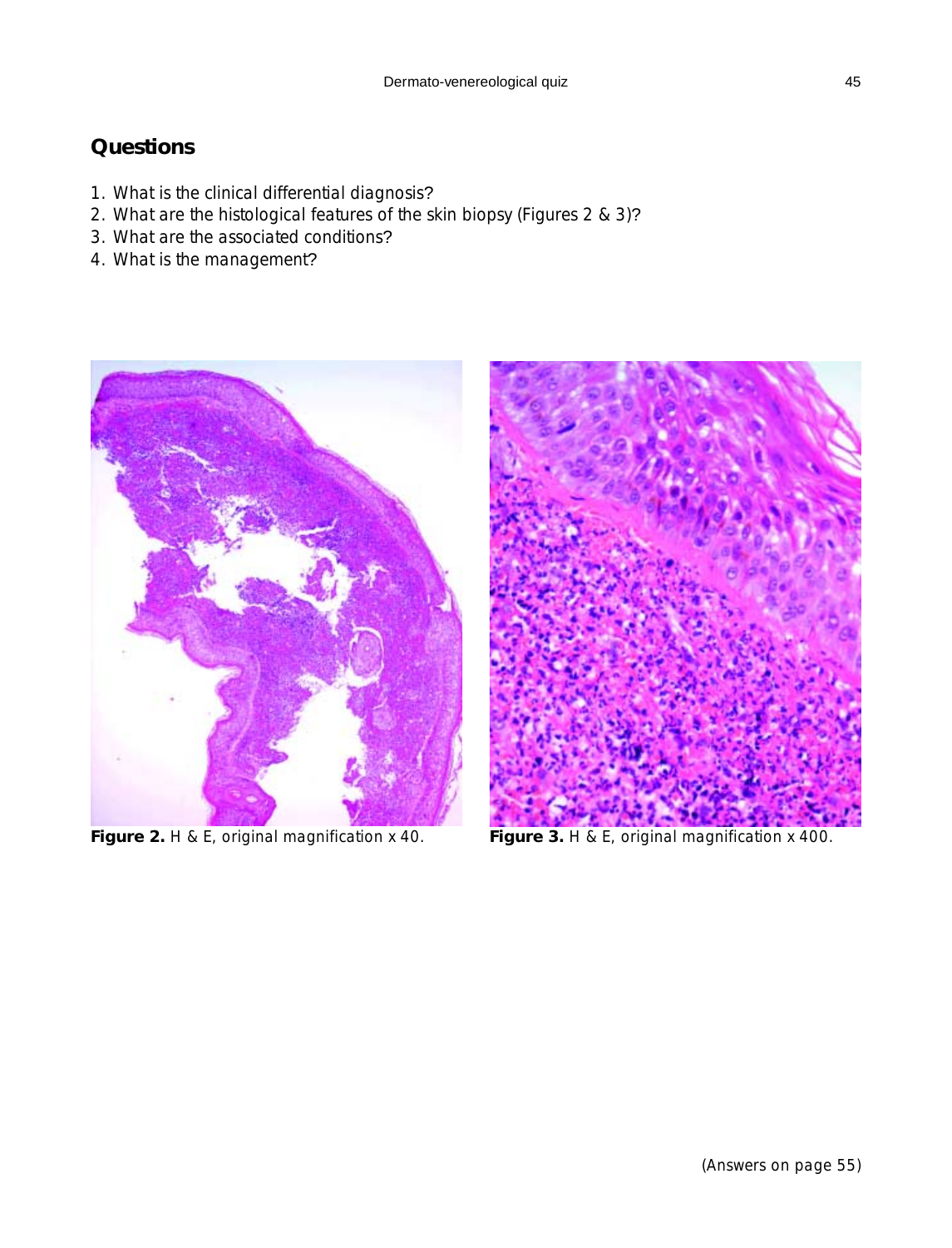## Questions

1. What is the clinical differential diagnosis?
2. What are the histological features of the skin biopsy (Figures 2 & 3)?
3. What are the associated conditions?
4. What is the management?

**Figure 2.** H & E, original magnification x 40.

**Figure 3.** H & E, original magnification x 400.

(Answers on page 55)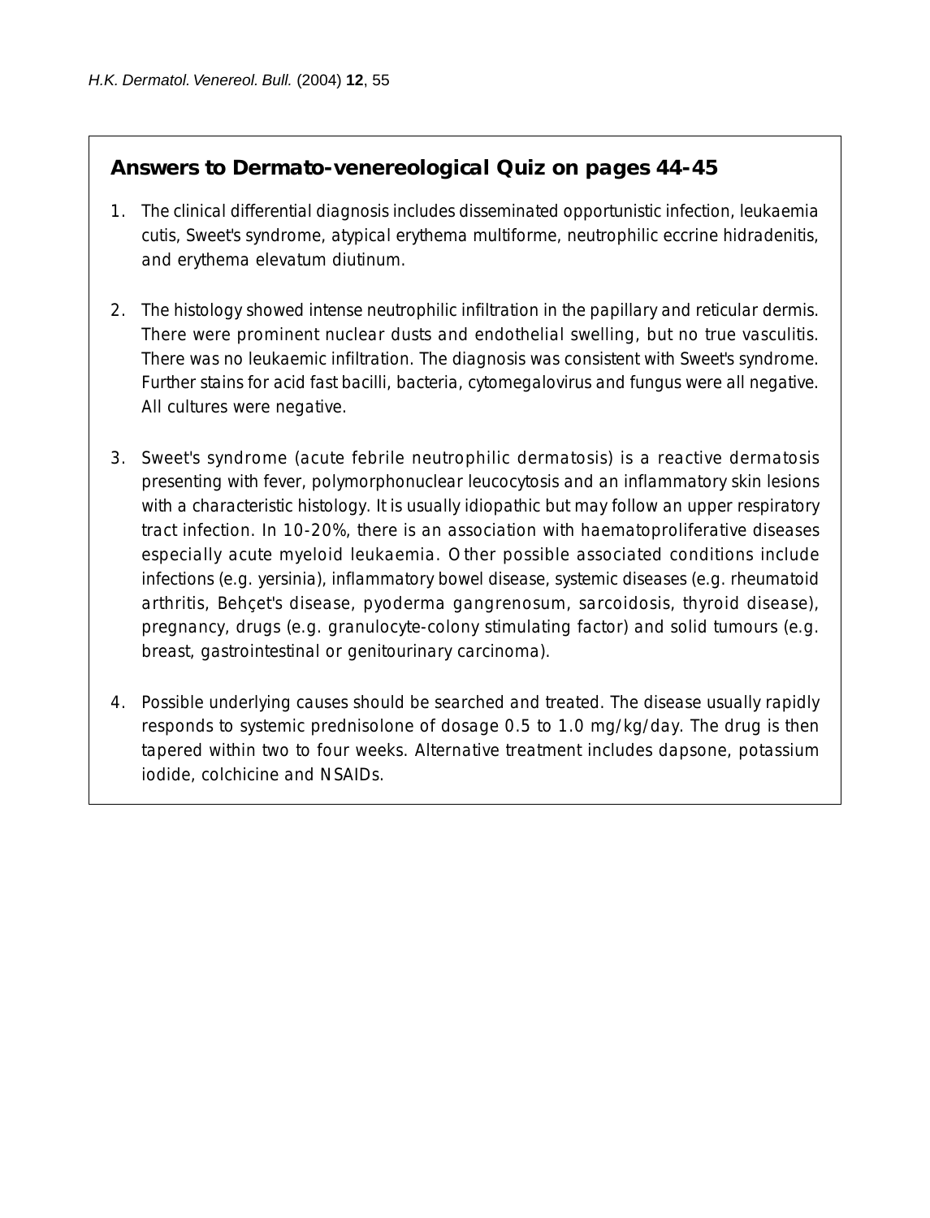## Answers to Dermato-venereological Quiz on pages 44-45

1. The clinical differential diagnosis includes disseminated opportunistic infection, leukaemia cutis, Sweet's syndrome, atypical erythema multiforme, neutrophilic eccrine hidradenitis, and erythema elevatum diutinum.

2. The histology showed intense neutrophilic infiltration in the papillary and reticular dermis. There were prominent nuclear dusts and endothelial swelling, but no true vasculitis. There was no leukaemic infiltration. The diagnosis was consistent with Sweet's syndrome. Further stains for acid fast bacilli, bacteria, cytomegalovirus and fungus were all negative. All cultures were negative.

3. Sweet's syndrome (acute febrile neutrophilic dermatosis) is a reactive dermatosis presenting with fever, polymorphonuclear leucocytosis and an inflammatory skin lesions with a characteristic histology. It is usually idiopathic but may follow an upper respiratory tract infection. In 10-20%, there is an association with haematoproliferative diseases especially acute myeloid leukaemia. Other possible associated conditions include infections (e.g. yersinia), inflammatory bowel disease, systemic diseases (e.g. rheumatoid arthritis, Behçet's disease, pyoderma gangrenosum, sarcoidosis, thyroid disease), pregnancy, drugs (e.g. granulocyte-colony stimulating factor) and solid tumours (e.g. breast, gastrointestinal or genitourinary carcinoma).

4. Possible underlying causes should be searched and treated. The disease usually rapidly responds to systemic prednisolone of dosage 0.5 to 1.0 mg/kg/day. The drug is then tapered within two to four weeks. Alternative treatment includes dapsone, potassium iodide, colchicine and NSAIDs.